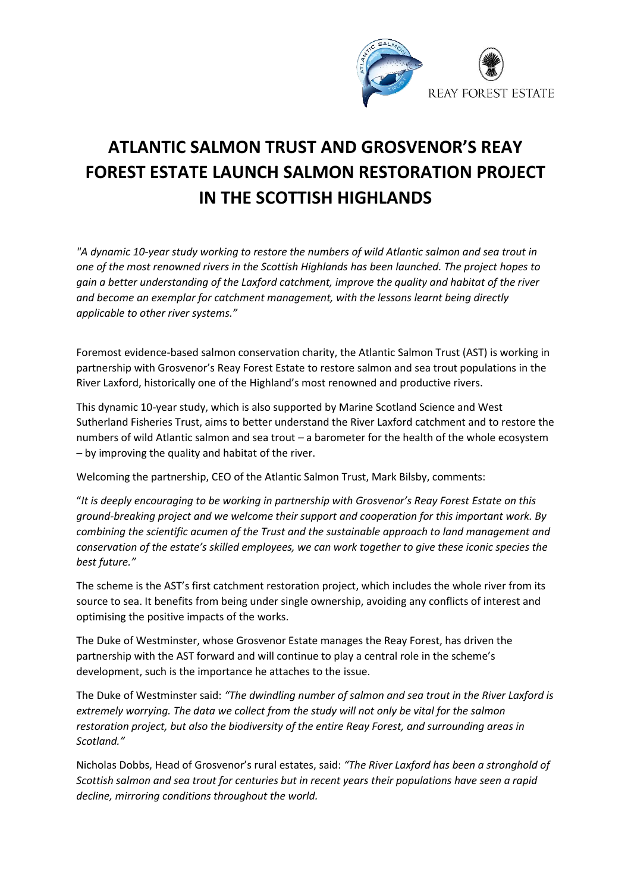# ATLANTIC SALMON TRUST AND GROSVENOR'S REAY FOREST ESTATE LAUNCH SALMON RESTORATION PROJECT IN THE SCOTTISH HIGHLANDS

*"A dynamic 10-year study working to restore the numbers of wild Atlantic salmon and sea trout in one of the most renowned rivers in the Scottish Highlands has been launched. The project hopes to gain a better understanding of the Laxford catchment, improve the quality and habitat of the river and become an exemplar for catchment management, with the lessons learnt being directly applicable to other river systems."*

Foremost evidence-based salmon conservation charity, the Atlantic Salmon Trust (AST) is working in partnership with Grosvenor's Reay Forest Estate to restore salmon and sea trout populations in the River Laxford, historically one of the Highland's most renowned and productive rivers.

This dynamic 10-year study, which is also supported by Marine Scotland Science and West Sutherland Fisheries Trust, aims to better understand the River Laxford catchment and to restore the numbers of wild Atlantic salmon and sea trout – a barometer for the health of the whole ecosystem – by improving the quality and habitat of the river.

Welcoming the partnership, CEO of the Atlantic Salmon Trust, Mark Bilsby, comments:

"*It is deeply encouraging to be working in partnership with Grosvenor's Reay Forest Estate on this ground-breaking project and we welcome their support and cooperation for this important work. By combining the scientific acumen of the Trust and the sustainable approach to land management and conservation of the estate's skilled employees, we can work together to give these iconic species the best future."*

The scheme is the AST's first catchment restoration project, which includes the whole river from its source to sea. It benefits from being under single ownership, avoiding any conflicts of interest and optimising the positive impacts of the works.

The Duke of Westminster, whose Grosvenor Estate manages the Reay Forest, has driven the partnership with the AST forward and will continue to play a central role in the scheme's development, such is the importance he attaches to the issue.

The Duke of Westminster said: *"The dwindling number of salmon and sea trout in the River Laxford is extremely worrying. The data we collect from the study will not only be vital for the salmon restoration project, but also the biodiversity of the entire Reay Forest, and surrounding areas in Scotland."*

Nicholas Dobbs, Head of Grosvenor's rural estates, said: *"The River Laxford has been a stronghold of Scottish salmon and sea trout for centuries but in recent years their populations have seen a rapid decline, mirroring conditions throughout the world.*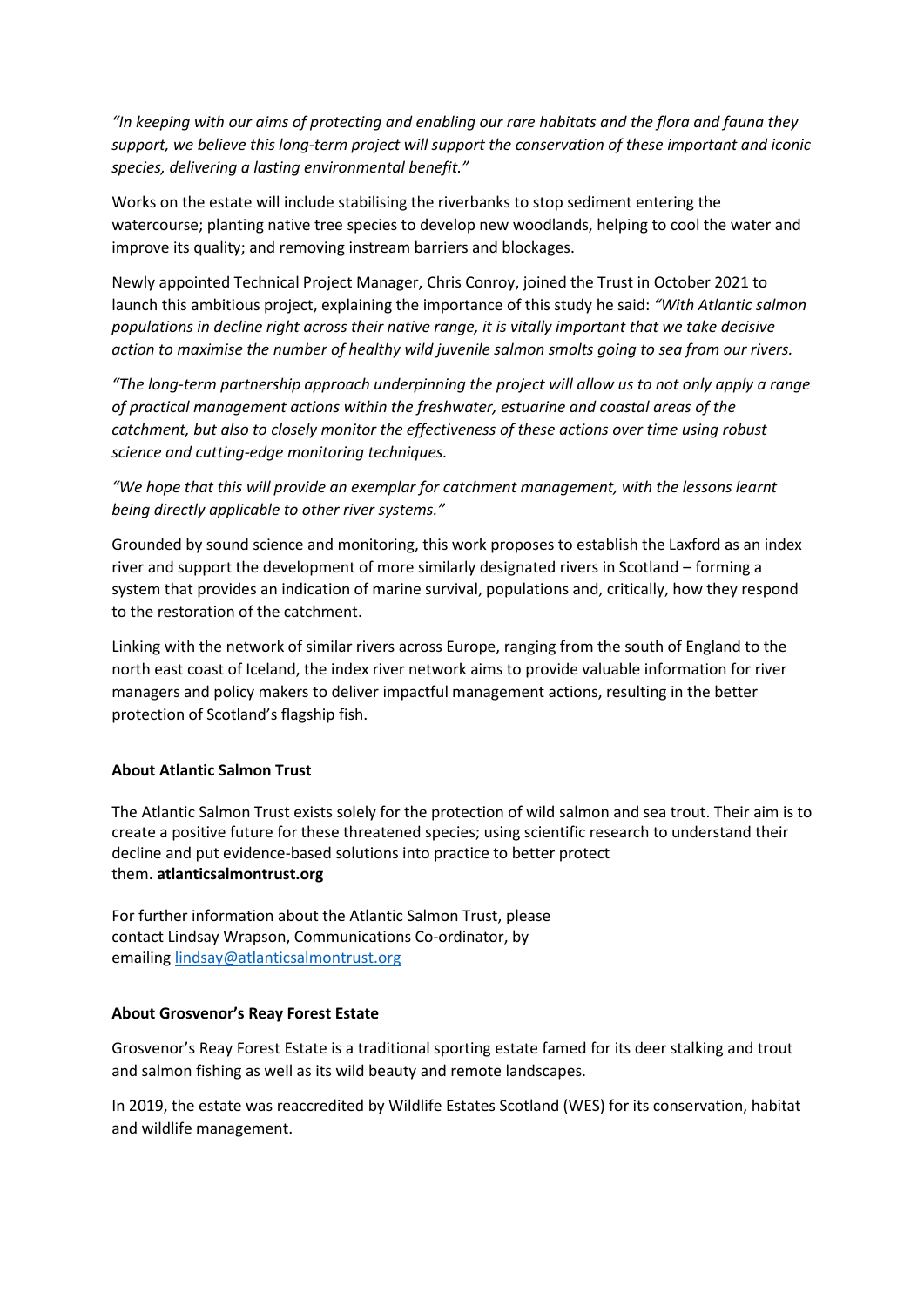*"In keeping with our aims of protecting and enabling our rare habitats and the flora and fauna they support, we believe this long-term project will support the conservation of these important and iconic species, delivering a lasting environmental benefit."*

Works on the estate will include stabilising the riverbanks to stop sediment entering the watercourse; planting native tree species to develop new woodlands, helping to cool the water and improve its quality; and removing instream barriers and blockages.

Newly appointed Technical Project Manager, Chris Conroy, joined the Trust in October 2021 to launch this ambitious project, explaining the importance of this study he said: *"With Atlantic salmon populations in decline right across their native range, it is vitally important that we take decisive action to maximise the number of healthy wild juvenile salmon smolts going to sea from our rivers.*

*"The long-term partnership approach underpinning the project will allow us to not only apply a range of practical management actions within the freshwater, estuarine and coastal areas of the catchment, but also to closely monitor the effectiveness of these actions over time using robust science and cutting-edge monitoring techniques.*

*"We hope that this will provide an exemplar for catchment management, with the lessons learnt being directly applicable to other river systems."*

Grounded by sound science and monitoring, this work proposes to establish the Laxford as an index river and support the development of more similarly designated rivers in Scotland – forming a system that provides an indication of marine survival, populations and, critically, how they respond to the restoration of the catchment.

Linking with the network of similar rivers across Europe, ranging from the south of England to the north east coast of Iceland, the index river network aims to provide valuable information for river managers and policy makers to deliver impactful management actions, resulting in the better protection of Scotland's flagship fish.

**About Atlantic Salmon Trust**

The Atlantic Salmon Trust exists solely for the protection of wild salmon and sea trout. Their aim is to create a positive future for these threatened species; using scientific research to understand their decline and put evidence-based solutions into practice to better protect them. **atlanticsalmontrust.org**

For further information about the Atlantic Salmon Trust, please contact Lindsay Wrapson, Communications Co-ordinator, by emailing lindsay@atlanticsalmontrust.org

**About Grosvenor's Reay Forest Estate**

Grosvenor's Reay Forest Estate is a traditional sporting estate famed for its deer stalking and trout and salmon fishing as well as its wild beauty and remote landscapes.

In 2019, the estate was reaccredited by Wildlife Estates Scotland (WES) for its conservation, habitat and wildlife management.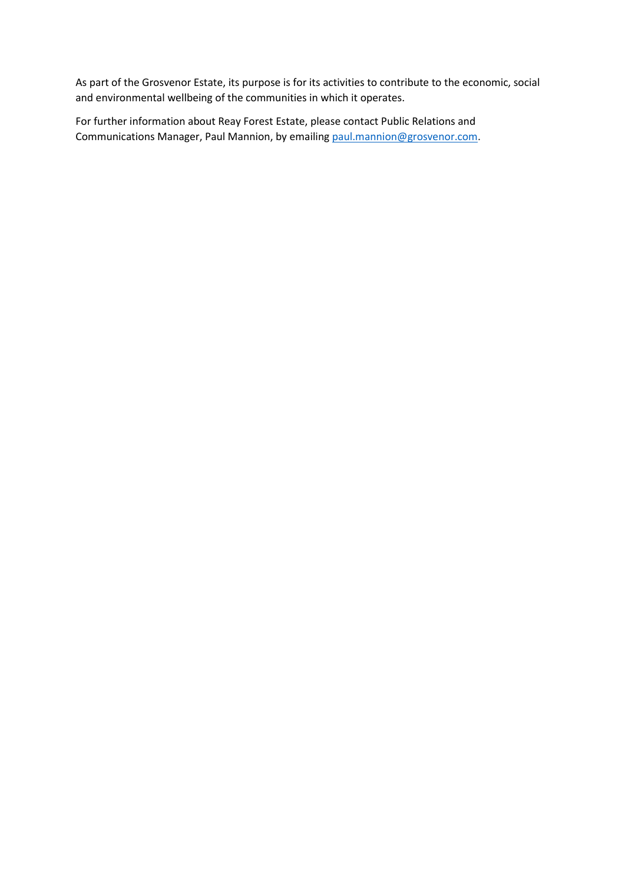As part of the Grosvenor Estate, its purpose is for its activities to contribute to the economic, social and environmental wellbeing of the communities in which it operates.

For further information about Reay Forest Estate, please contact Public Relations and Communications Manager, Paul Mannion, by emailing paul.mannion@grosvenor.com.